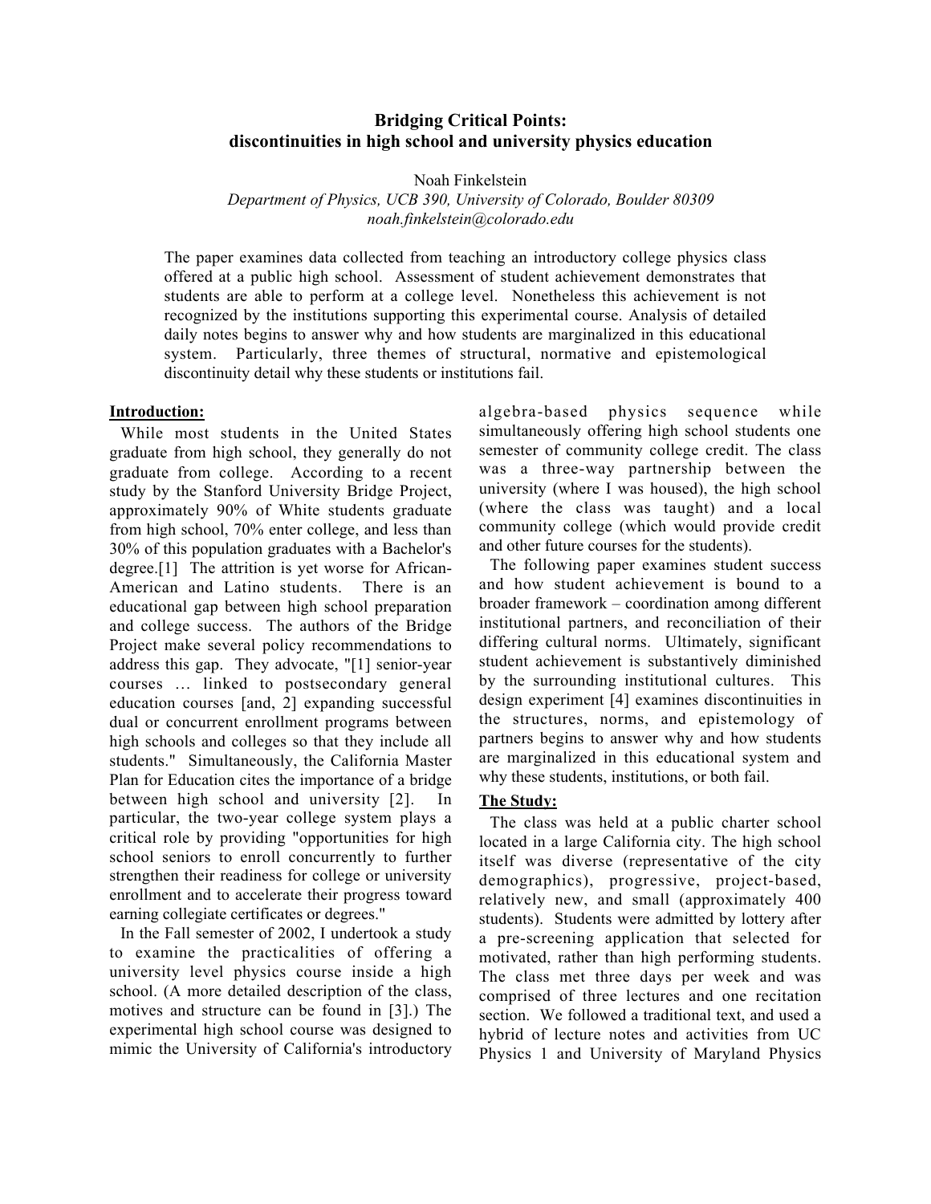# Bridging Critical Points: discontinuities in high school and university physics education

Noah Finkelstein

*Department of Physics, UCB 390, University of Colorado, Boulder 80309*
*noah.finkelstein@colorado.edu*

The paper examines data collected from teaching an introductory college physics class offered at a public high school. Assessment of student achievement demonstrates that students are able to perform at a college level. Nonetheless this achievement is not recognized by the institutions supporting this experimental course. Analysis of detailed daily notes begins to answer why and how students are marginalized in this educational system. Particularly, three themes of structural, normative and epistemological discontinuity detail why these students or institutions fail.

## Introduction:

While most students in the United States graduate from high school, they generally do not graduate from college. According to a recent study by the Stanford University Bridge Project, approximately 90% of White students graduate from high school, 70% enter college, and less than 30% of this population graduates with a Bachelor's degree.[1] The attrition is yet worse for African-American and Latino students. There is an educational gap between high school preparation and college success. The authors of the Bridge Project make several policy recommendations to address this gap. They advocate, "[1] senior-year courses … linked to postsecondary general education courses [and, 2] expanding successful dual or concurrent enrollment programs between high schools and colleges so that they include all students." Simultaneously, the California Master Plan for Education cites the importance of a bridge between high school and university [2]. In particular, the two-year college system plays a critical role by providing "opportunities for high school seniors to enroll concurrently to further strengthen their readiness for college or university enrollment and to accelerate their progress toward earning collegiate certificates or degrees."

In the Fall semester of 2002, I undertook a study to examine the practicalities of offering a university level physics course inside a high school. (A more detailed description of the class, motives and structure can be found in [3].) The experimental high school course was designed to mimic the University of California's introductory algebra-based physics sequence while simultaneously offering high school students one semester of community college credit. The class was a three-way partnership between the university (where I was housed), the high school (where the class was taught) and a local community college (which would provide credit and other future courses for the students).

The following paper examines student success and how student achievement is bound to a broader framework – coordination among different institutional partners, and reconciliation of their differing cultural norms. Ultimately, significant student achievement is substantively diminished by the surrounding institutional cultures. This design experiment [4] examines discontinuities in the structures, norms, and epistemology of partners begins to answer why and how students are marginalized in this educational system and why these students, institutions, or both fail.

## The Study:

The class was held at a public charter school located in a large California city. The high school itself was diverse (representative of the city demographics), progressive, project-based, relatively new, and small (approximately 400 students). Students were admitted by lottery after a pre-screening application that selected for motivated, rather than high performing students. The class met three days per week and was comprised of three lectures and one recitation section. We followed a traditional text, and used a hybrid of lecture notes and activities from UC Physics 1 and University of Maryland Physics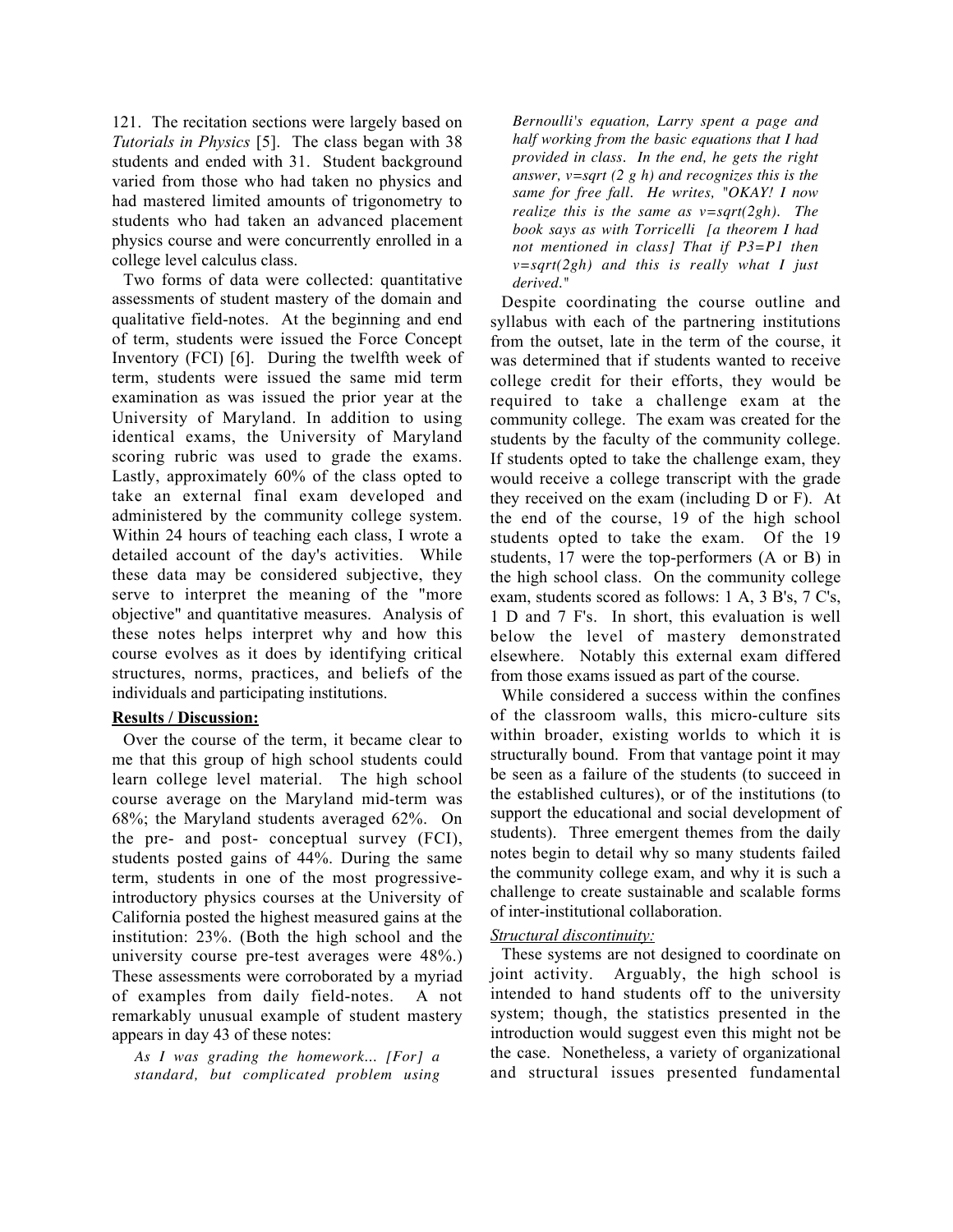121. The recitation sections were largely based on *Tutorials in Physics* [5]. The class began with 38 students and ended with 31. Student background varied from those who had taken no physics and had mastered limited amounts of trigonometry to students who had taken an advanced placement physics course and were concurrently enrolled in a college level calculus class.

Two forms of data were collected: quantitative assessments of student mastery of the domain and qualitative field-notes. At the beginning and end of term, students were issued the Force Concept Inventory (FCI) [6]. During the twelfth week of term, students were issued the same mid term examination as was issued the prior year at the University of Maryland. In addition to using identical exams, the University of Maryland scoring rubric was used to grade the exams. Lastly, approximately 60% of the class opted to take an external final exam developed and administered by the community college system. Within 24 hours of teaching each class, I wrote a detailed account of the day's activities. While these data may be considered subjective, they serve to interpret the meaning of the "more objective" and quantitative measures. Analysis of these notes helps interpret why and how this course evolves as it does by identifying critical structures, norms, practices, and beliefs of the individuals and participating institutions.

**Results / Discussion:**

Over the course of the term, it became clear to me that this group of high school students could learn college level material. The high school course average on the Maryland mid-term was 68%; the Maryland students averaged 62%. On the pre- and post- conceptual survey (FCI), students posted gains of 44%. During the same term, students in one of the most progressive-introductory physics courses at the University of California posted the highest measured gains at the institution: 23%. (Both the high school and the university course pre-test averages were 48%.) These assessments were corroborated by a myriad of examples from daily field-notes. A not remarkably unusual example of student mastery appears in day 43 of these notes:

> *As I was grading the homework... [For] a standard, but complicated problem using Bernoulli's equation, Larry spent a page and half working from the basic equations that I had provided in class. In the end, he gets the right answer, v=sqrt (2 g h) and recognizes this is the same for free fall. He writes, "OKAY! I now realize this is the same as v=sqrt(2gh). The book says as with Torricelli [a theorem I had not mentioned in class] That if P3=P1 then v=sqrt(2gh) and this is really what I just derived."*

Despite coordinating the course outline and syllabus with each of the partnering institutions from the outset, late in the term of the course, it was determined that if students wanted to receive college credit for their efforts, they would be required to take a challenge exam at the community college. The exam was created for the students by the faculty of the community college. If students opted to take the challenge exam, they would receive a college transcript with the grade they received on the exam (including D or F). At the end of the course, 19 of the high school students opted to take the exam. Of the 19 students, 17 were the top-performers (A or B) in the high school class. On the community college exam, students scored as follows: 1 A, 3 B's, 7 C's, 1 D and 7 F's. In short, this evaluation is well below the level of mastery demonstrated elsewhere. Notably this external exam differed from those exams issued as part of the course.

While considered a success within the confines of the classroom walls, this micro-culture sits within broader, existing worlds to which it is structurally bound. From that vantage point it may be seen as a failure of the students (to succeed in the established cultures), or of the institutions (to support the educational and social development of students). Three emergent themes from the daily notes begin to detail why so many students failed the community college exam, and why it is such a challenge to create sustainable and scalable forms of inter-institutional collaboration.

*Structural discontinuity:*

These systems are not designed to coordinate on joint activity. Arguably, the high school is intended to hand students off to the university system; though, the statistics presented in the introduction would suggest even this might not be the case. Nonetheless, a variety of organizational and structural issues presented fundamental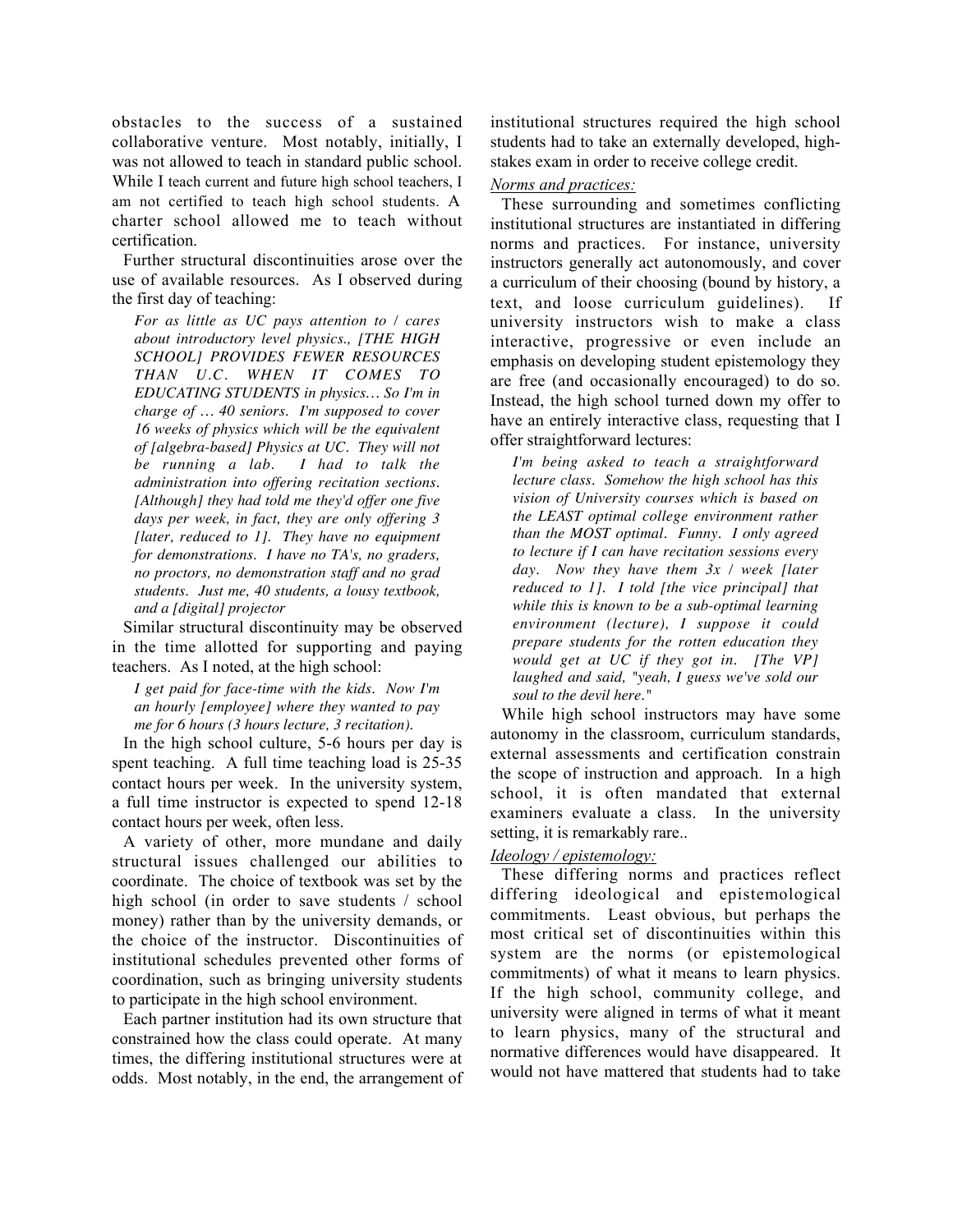obstacles to the success of a sustained collaborative venture. Most notably, initially, I was not allowed to teach in standard public school. While I teach current and future high school teachers, I am not certified to teach high school students. A charter school allowed me to teach without certification.

Further structural discontinuities arose over the use of available resources. As I observed during the first day of teaching:

> *For as little as UC pays attention to / cares about introductory level physics., [THE HIGH SCHOOL] PROVIDES FEWER RESOURCES THAN U.C. WHEN IT COMES TO EDUCATING STUDENTS in physics… So I'm in charge of … 40 seniors. I'm supposed to cover 16 weeks of physics which will be the equivalent of [algebra-based] Physics at UC. They will not be running a lab. I had to talk the administration into offering recitation sections. [Although] they had told me they'd offer one five days per week, in fact, they are only offering 3 [later, reduced to 1]. They have no equipment for demonstrations. I have no TA's, no graders, no proctors, no demonstration staff and no grad students. Just me, 40 students, a lousy textbook, and a [digital] projector*

Similar structural discontinuity may be observed in the time allotted for supporting and paying teachers. As I noted, at the high school:

> *I get paid for face-time with the kids. Now I'm an hourly [employee] where they wanted to pay me for 6 hours (3 hours lecture, 3 recitation).*

In the high school culture, 5-6 hours per day is spent teaching. A full time teaching load is 25-35 contact hours per week. In the university system, a full time instructor is expected to spend 12-18 contact hours per week, often less.

A variety of other, more mundane and daily structural issues challenged our abilities to coordinate. The choice of textbook was set by the high school (in order to save students / school money) rather than by the university demands, or the choice of the instructor. Discontinuities of institutional schedules prevented other forms of coordination, such as bringing university students to participate in the high school environment.

Each partner institution had its own structure that constrained how the class could operate. At many times, the differing institutional structures were at odds. Most notably, in the end, the arrangement of institutional structures required the high school students had to take an externally developed, high-stakes exam in order to receive college credit.

*Norms and practices:*

These surrounding and sometimes conflicting institutional structures are instantiated in differing norms and practices. For instance, university instructors generally act autonomously, and cover a curriculum of their choosing (bound by history, a text, and loose curriculum guidelines). If university instructors wish to make a class interactive, progressive or even include an emphasis on developing student epistemology they are free (and occasionally encouraged) to do so. Instead, the high school turned down my offer to have an entirely interactive class, requesting that I offer straightforward lectures:

> *I'm being asked to teach a straightforward lecture class. Somehow the high school has this vision of University courses which is based on the LEAST optimal college environment rather than the MOST optimal. Funny. I only agreed to lecture if I can have recitation sessions every day. Now they have them 3x / week [later reduced to 1]. I told [the vice principal] that while this is known to be a sub-optimal learning environment (lecture), I suppose it could prepare students for the rotten education they would get at UC if they got in. [The VP] laughed and said, "yeah, I guess we've sold our soul to the devil here."*

While high school instructors may have some autonomy in the classroom, curriculum standards, external assessments and certification constrain the scope of instruction and approach. In a high school, it is often mandated that external examiners evaluate a class. In the university setting, it is remarkably rare..

*Ideology / epistemology:*

These differing norms and practices reflect differing ideological and epistemological commitments. Least obvious, but perhaps the most critical set of discontinuities within this system are the norms (or epistemological commitments) of what it means to learn physics. If the high school, community college, and university were aligned in terms of what it meant to learn physics, many of the structural and normative differences would have disappeared. It would not have mattered that students had to take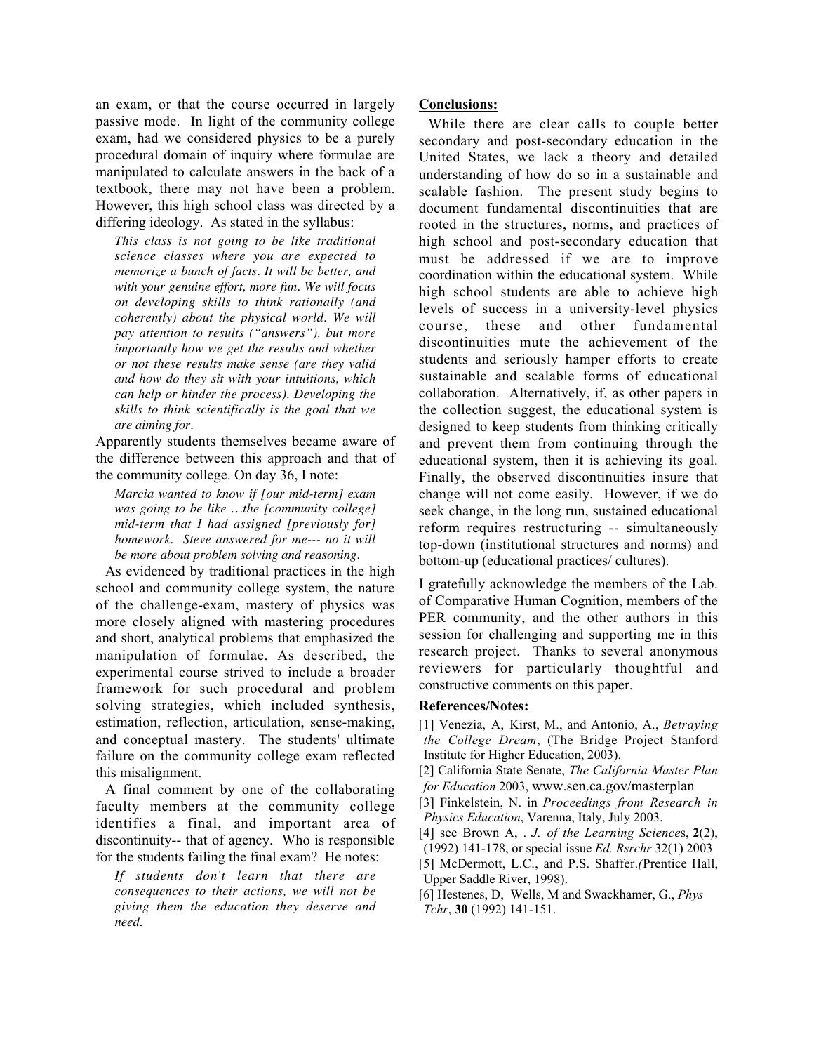an exam, or that the course occurred in largely passive mode. In light of the community college exam, had we considered physics to be a purely procedural domain of inquiry where formulae are manipulated to calculate answers in the back of a textbook, there may not have been a problem. However, this high school class was directed by a differing ideology. As stated in the syllabus:

> *This class is not going to be like traditional science classes where you are expected to memorize a bunch of facts. It will be better, and with your genuine effort, more fun. We will focus on developing skills to think rationally (and coherently) about the physical world. We will pay attention to results ("answers"), but more importantly how we get the results and whether or not these results make sense (are they valid and how do they sit with your intuitions, which can help or hinder the process). Developing the skills to think scientifically is the goal that we are aiming for.*

Apparently students themselves became aware of the difference between this approach and that of the community college. On day 36, I note:

> *Marcia wanted to know if [our mid-term] exam was going to be like …the [community college] mid-term that I had assigned [previously for] homework. Steve answered for me--- no it will be more about problem solving and reasoning.*

As evidenced by traditional practices in the high school and community college system, the nature of the challenge-exam, mastery of physics was more closely aligned with mastering procedures and short, analytical problems that emphasized the manipulation of formulae. As described, the experimental course strived to include a broader framework for such procedural and problem solving strategies, which included synthesis, estimation, reflection, articulation, sense-making, and conceptual mastery. The students' ultimate failure on the community college exam reflected this misalignment.

A final comment by one of the collaborating faculty members at the community college identifies a final, and important area of discontinuity-- that of agency. Who is responsible for the students failing the final exam? He notes:

> *If students don't learn that there are consequences to their actions, we will not be giving them the education they deserve and need.*

## Conclusions:

While there are clear calls to couple better secondary and post-secondary education in the United States, we lack a theory and detailed understanding of how do so in a sustainable and scalable fashion. The present study begins to document fundamental discontinuities that are rooted in the structures, norms, and practices of high school and post-secondary education that must be addressed if we are to improve coordination within the educational system. While high school students are able to achieve high levels of success in a university-level physics course, these and other fundamental discontinuities mute the achievement of the students and seriously hamper efforts to create sustainable and scalable forms of educational collaboration. Alternatively, if, as other papers in the collection suggest, the educational system is designed to keep students from thinking critically and prevent them from continuing through the educational system, then it is achieving its goal. Finally, the observed discontinuities insure that change will not come easily. However, if we do seek change, in the long run, sustained educational reform requires restructuring -- simultaneously top-down (institutional structures and norms) and bottom-up (educational practices/ cultures).

I gratefully acknowledge the members of the Lab. of Comparative Human Cognition, members of the PER community, and the other authors in this session for challenging and supporting me in this research project. Thanks to several anonymous reviewers for particularly thoughtful and constructive comments on this paper.

## References/Notes:

[1] Venezia, A, Kirst, M., and Antonio, A., *Betraying the College Dream*, (The Bridge Project Stanford Institute for Higher Education, 2003).

[2] California State Senate, *The California Master Plan for Education* 2003, www.sen.ca.gov/masterplan

[3] Finkelstein, N. in *Proceedings from Research in Physics Education*, Varenna, Italy, July 2003.

[4] see Brown A, . *J. of the Learning Sciences*, **2**(2), (1992) 141-178, or special issue *Ed. Rsrchr* 32(1) 2003

[5] McDermott, L.C., and P.S. Shaffer.*(*Prentice Hall, Upper Saddle River, 1998).

[6] Hestenes, D, Wells, M and Swackhamer, G., *Phys Tchr*, **30** (1992) 141-151.